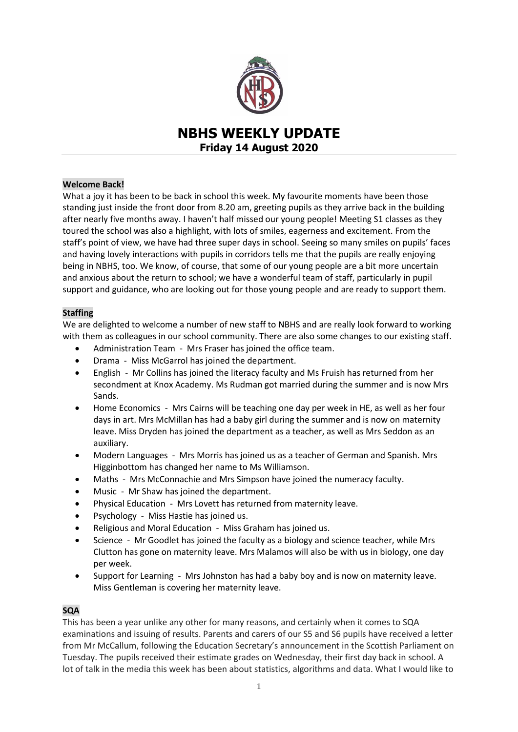# NBHS WEEKLY UPDATE

**Friday 14 August 2020**

**Welcome Back!**

What a joy it has been to be back in school this week. My favourite moments have been those standing just inside the front door from 8.20 am, greeting pupils as they arrive back in the building after nearly five months away. I haven't half missed our young people! Meeting S1 classes as they toured the school was also a highlight, with lots of smiles, eagerness and excitement. From the staff's point of view, we have had three super days in school. Seeing so many smiles on pupils' faces and having lovely interactions with pupils in corridors tells me that the pupils are really enjoying being in NBHS, too. We know, of course, that some of our young people are a bit more uncertain and anxious about the return to school; we have a wonderful team of staff, particularly in pupil support and guidance, who are looking out for those young people and are ready to support them.

**Staffing**

We are delighted to welcome a number of new staff to NBHS and are really look forward to working with them as colleagues in our school community. There are also some changes to our existing staff.

- Administration Team - Mrs Fraser has joined the office team.
- Drama - Miss McGarrol has joined the department.
- English - Mr Collins has joined the literacy faculty and Ms Fruish has returned from her secondment at Knox Academy. Ms Rudman got married during the summer and is now Mrs Sands.
- Home Economics - Mrs Cairns will be teaching one day per week in HE, as well as her four days in art. Mrs McMillan has had a baby girl during the summer and is now on maternity leave. Miss Dryden has joined the department as a teacher, as well as Mrs Seddon as an auxiliary.
- Modern Languages - Mrs Morris has joined us as a teacher of German and Spanish. Mrs Higginbottom has changed her name to Ms Williamson.
- Maths - Mrs McConnachie and Mrs Simpson have joined the numeracy faculty.
- Music - Mr Shaw has joined the department.
- Physical Education - Mrs Lovett has returned from maternity leave.
- Psychology - Miss Hastie has joined us.
- Religious and Moral Education - Miss Graham has joined us.
- Science - Mr Goodlet has joined the faculty as a biology and science teacher, while Mrs Clutton has gone on maternity leave. Mrs Malamos will also be with us in biology, one day per week.
- Support for Learning - Mrs Johnston has had a baby boy and is now on maternity leave. Miss Gentleman is covering her maternity leave.

**SQA**

This has been a year unlike any other for many reasons, and certainly when it comes to SQA examinations and issuing of results. Parents and carers of our S5 and S6 pupils have received a letter from Mr McCallum, following the Education Secretary's announcement in the Scottish Parliament on Tuesday. The pupils received their estimate grades on Wednesday, their first day back in school. A lot of talk in the media this week has been about statistics, algorithms and data. What I would like to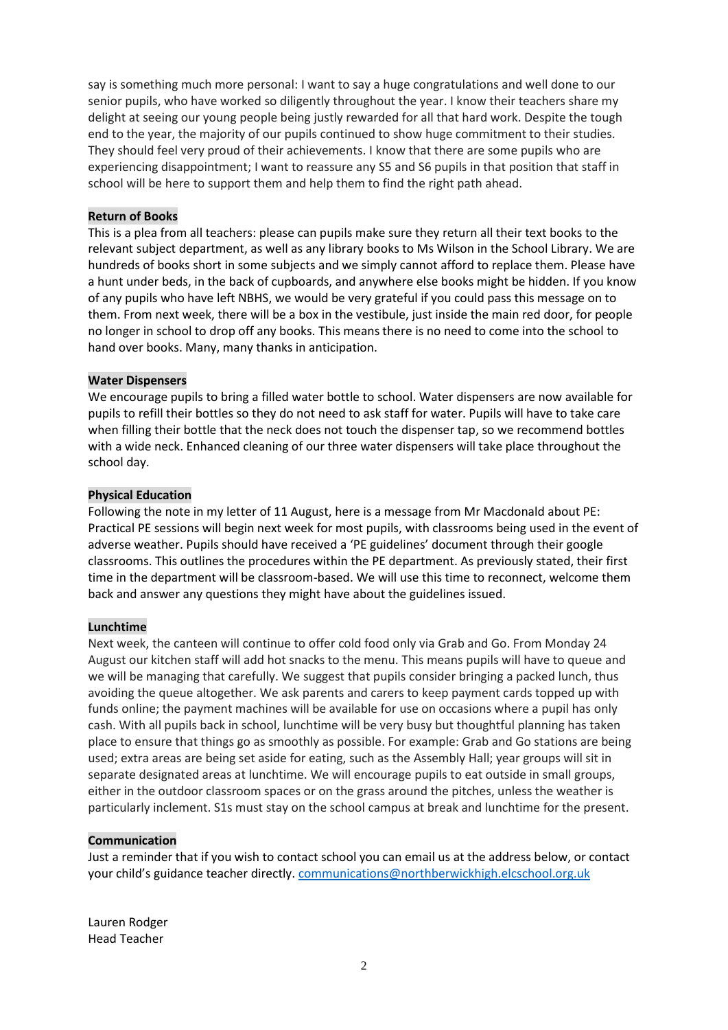say is something much more personal: I want to say a huge congratulations and well done to our senior pupils, who have worked so diligently throughout the year. I know their teachers share my delight at seeing our young people being justly rewarded for all that hard work. Despite the tough end to the year, the majority of our pupils continued to show huge commitment to their studies. They should feel very proud of their achievements. I know that there are some pupils who are experiencing disappointment; I want to reassure any S5 and S6 pupils in that position that staff in school will be here to support them and help them to find the right path ahead.

**Return of Books**

This is a plea from all teachers: please can pupils make sure they return all their text books to the relevant subject department, as well as any library books to Ms Wilson in the School Library. We are hundreds of books short in some subjects and we simply cannot afford to replace them. Please have a hunt under beds, in the back of cupboards, and anywhere else books might be hidden. If you know of any pupils who have left NBHS, we would be very grateful if you could pass this message on to them. From next week, there will be a box in the vestibule, just inside the main red door, for people no longer in school to drop off any books. This means there is no need to come into the school to hand over books. Many, many thanks in anticipation.

**Water Dispensers**

We encourage pupils to bring a filled water bottle to school. Water dispensers are now available for pupils to refill their bottles so they do not need to ask staff for water. Pupils will have to take care when filling their bottle that the neck does not touch the dispenser tap, so we recommend bottles with a wide neck. Enhanced cleaning of our three water dispensers will take place throughout the school day.

**Physical Education**

Following the note in my letter of 11 August, here is a message from Mr Macdonald about PE: Practical PE sessions will begin next week for most pupils, with classrooms being used in the event of adverse weather. Pupils should have received a 'PE guidelines' document through their google classrooms. This outlines the procedures within the PE department. As previously stated, their first time in the department will be classroom-based. We will use this time to reconnect, welcome them back and answer any questions they might have about the guidelines issued.

**Lunchtime**

Next week, the canteen will continue to offer cold food only via Grab and Go. From Monday 24 August our kitchen staff will add hot snacks to the menu. This means pupils will have to queue and we will be managing that carefully. We suggest that pupils consider bringing a packed lunch, thus avoiding the queue altogether. We ask parents and carers to keep payment cards topped up with funds online; the payment machines will be available for use on occasions where a pupil has only cash. With all pupils back in school, lunchtime will be very busy but thoughtful planning has taken place to ensure that things go as smoothly as possible. For example: Grab and Go stations are being used; extra areas are being set aside for eating, such as the Assembly Hall; year groups will sit in separate designated areas at lunchtime. We will encourage pupils to eat outside in small groups, either in the outdoor classroom spaces or on the grass around the pitches, unless the weather is particularly inclement. S1s must stay on the school campus at break and lunchtime for the present.

**Communication**

Just a reminder that if you wish to contact school you can email us at the address below, or contact your child's guidance teacher directly. communications@northberwickhigh.elcschool.org.uk

Lauren Rodger
Head Teacher